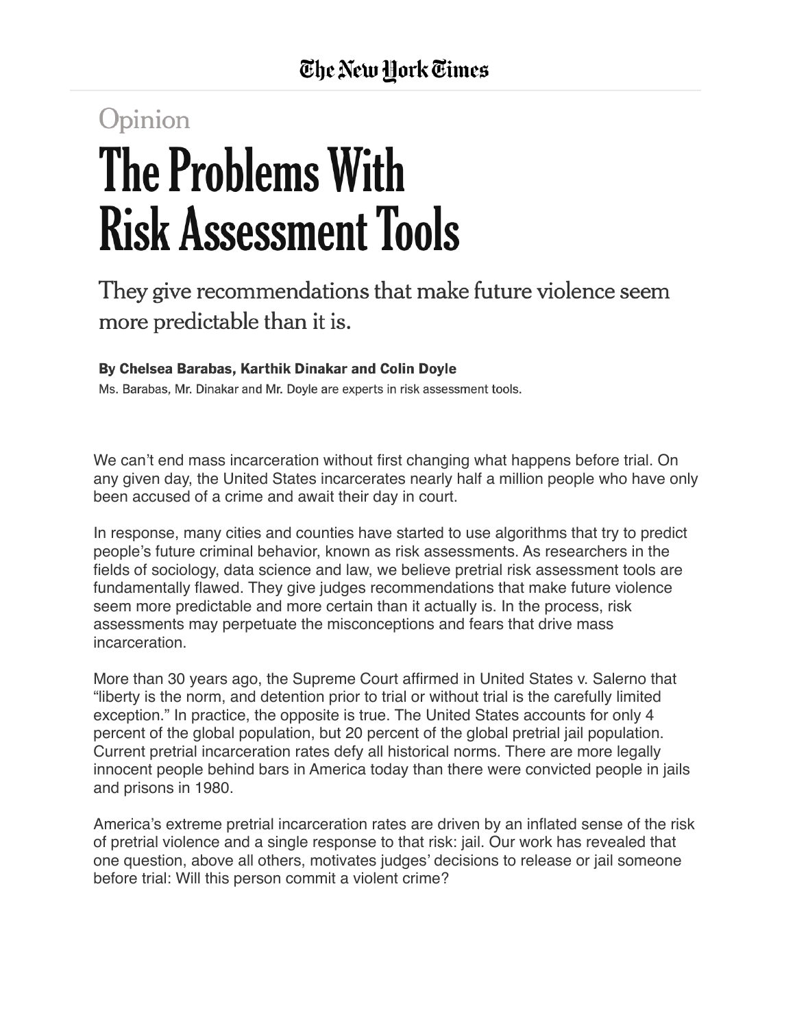The New York Times

Opinion

# The Problems With Risk Assessment Tools

They give recommendations that make future violence seem more predictable than it is.

**By Chelsea Barabas, Karthik Dinakar and Colin Doyle**

Ms. Barabas, Mr. Dinakar and Mr. Doyle are experts in risk assessment tools.

We can't end mass incarceration without first changing what happens before trial. On any given day, the United States incarcerates nearly half a million people who have only been accused of a crime and await their day in court.

In response, many cities and counties have started to use algorithms that try to predict people's future criminal behavior, known as risk assessments. As researchers in the fields of sociology, data science and law, we believe pretrial risk assessment tools are fundamentally flawed. They give judges recommendations that make future violence seem more predictable and more certain than it actually is. In the process, risk assessments may perpetuate the misconceptions and fears that drive mass incarceration.

More than 30 years ago, the Supreme Court affirmed in United States v. Salerno that "liberty is the norm, and detention prior to trial or without trial is the carefully limited exception." In practice, the opposite is true. The United States accounts for only 4 percent of the global population, but 20 percent of the global pretrial jail population. Current pretrial incarceration rates defy all historical norms. There are more legally innocent people behind bars in America today than there were convicted people in jails and prisons in 1980.

America's extreme pretrial incarceration rates are driven by an inflated sense of the risk of pretrial violence and a single response to that risk: jail. Our work has revealed that one question, above all others, motivates judges' decisions to release or jail someone before trial: Will this person commit a violent crime?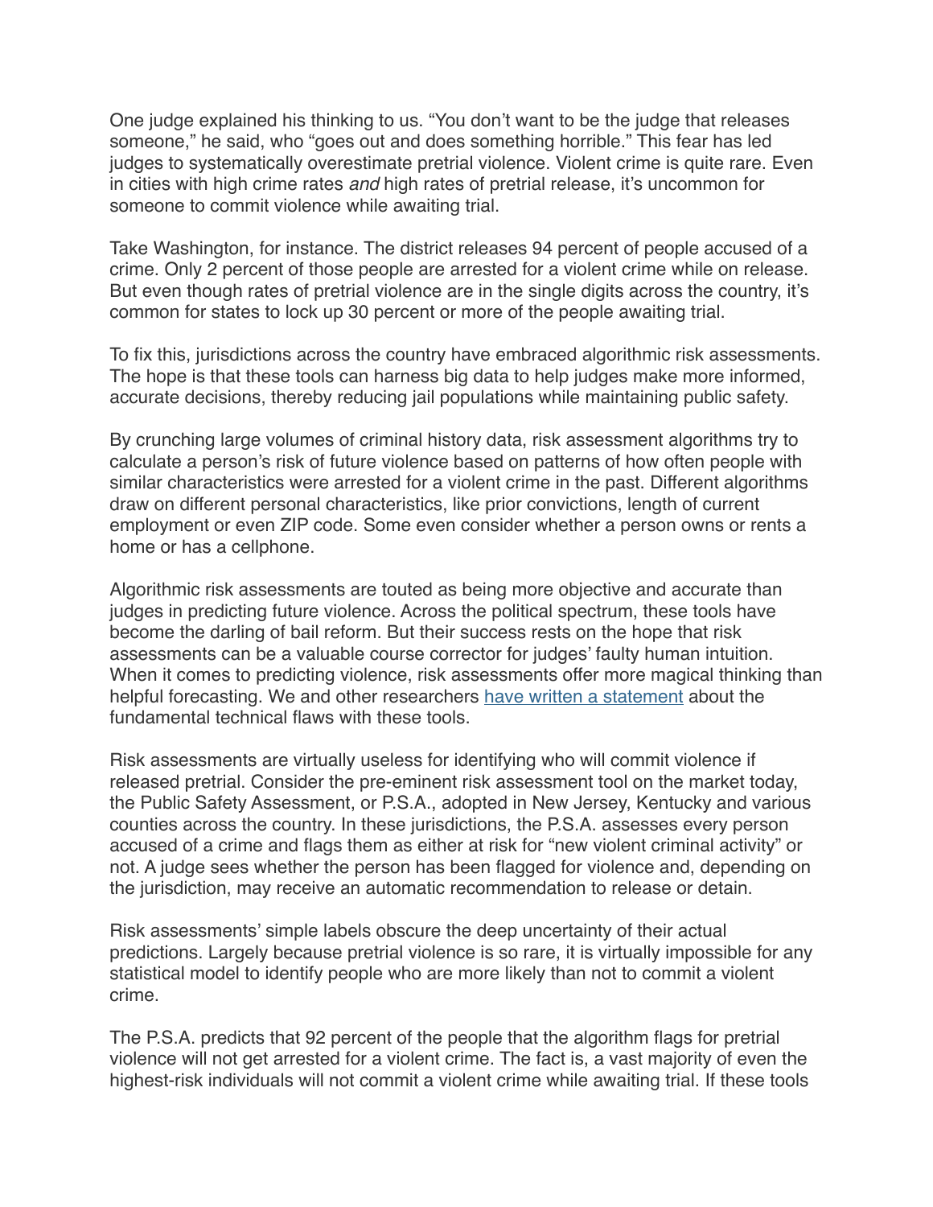One judge explained his thinking to us. “You don’t want to be the judge that releases someone,” he said, who “goes out and does something horrible.” This fear has led judges to systematically overestimate pretrial violence. Violent crime is quite rare. Even in cities with high crime rates *and* high rates of pretrial release, it’s uncommon for someone to commit violence while awaiting trial.

Take Washington, for instance. The district releases 94 percent of people accused of a crime. Only 2 percent of those people are arrested for a violent crime while on release. But even though rates of pretrial violence are in the single digits across the country, it’s common for states to lock up 30 percent or more of the people awaiting trial.

To fix this, jurisdictions across the country have embraced algorithmic risk assessments. The hope is that these tools can harness big data to help judges make more informed, accurate decisions, thereby reducing jail populations while maintaining public safety.

By crunching large volumes of criminal history data, risk assessment algorithms try to calculate a person’s risk of future violence based on patterns of how often people with similar characteristics were arrested for a violent crime in the past. Different algorithms draw on different personal characteristics, like prior convictions, length of current employment or even ZIP code. Some even consider whether a person owns or rents a home or has a cellphone.

Algorithmic risk assessments are touted as being more objective and accurate than judges in predicting future violence. Across the political spectrum, these tools have become the darling of bail reform. But their success rests on the hope that risk assessments can be a valuable course corrector for judges’ faulty human intuition. When it comes to predicting violence, risk assessments offer more magical thinking than helpful forecasting. We and other researchers have written a statement about the fundamental technical flaws with these tools.

Risk assessments are virtually useless for identifying who will commit violence if released pretrial. Consider the pre-eminent risk assessment tool on the market today, the Public Safety Assessment, or P.S.A., adopted in New Jersey, Kentucky and various counties across the country. In these jurisdictions, the P.S.A. assesses every person accused of a crime and flags them as either at risk for “new violent criminal activity” or not. A judge sees whether the person has been flagged for violence and, depending on the jurisdiction, may receive an automatic recommendation to release or detain.

Risk assessments’ simple labels obscure the deep uncertainty of their actual predictions. Largely because pretrial violence is so rare, it is virtually impossible for any statistical model to identify people who are more likely than not to commit a violent crime.

The P.S.A. predicts that 92 percent of the people that the algorithm flags for pretrial violence will not get arrested for a violent crime. The fact is, a vast majority of even the highest-risk individuals will not commit a violent crime while awaiting trial. If these tools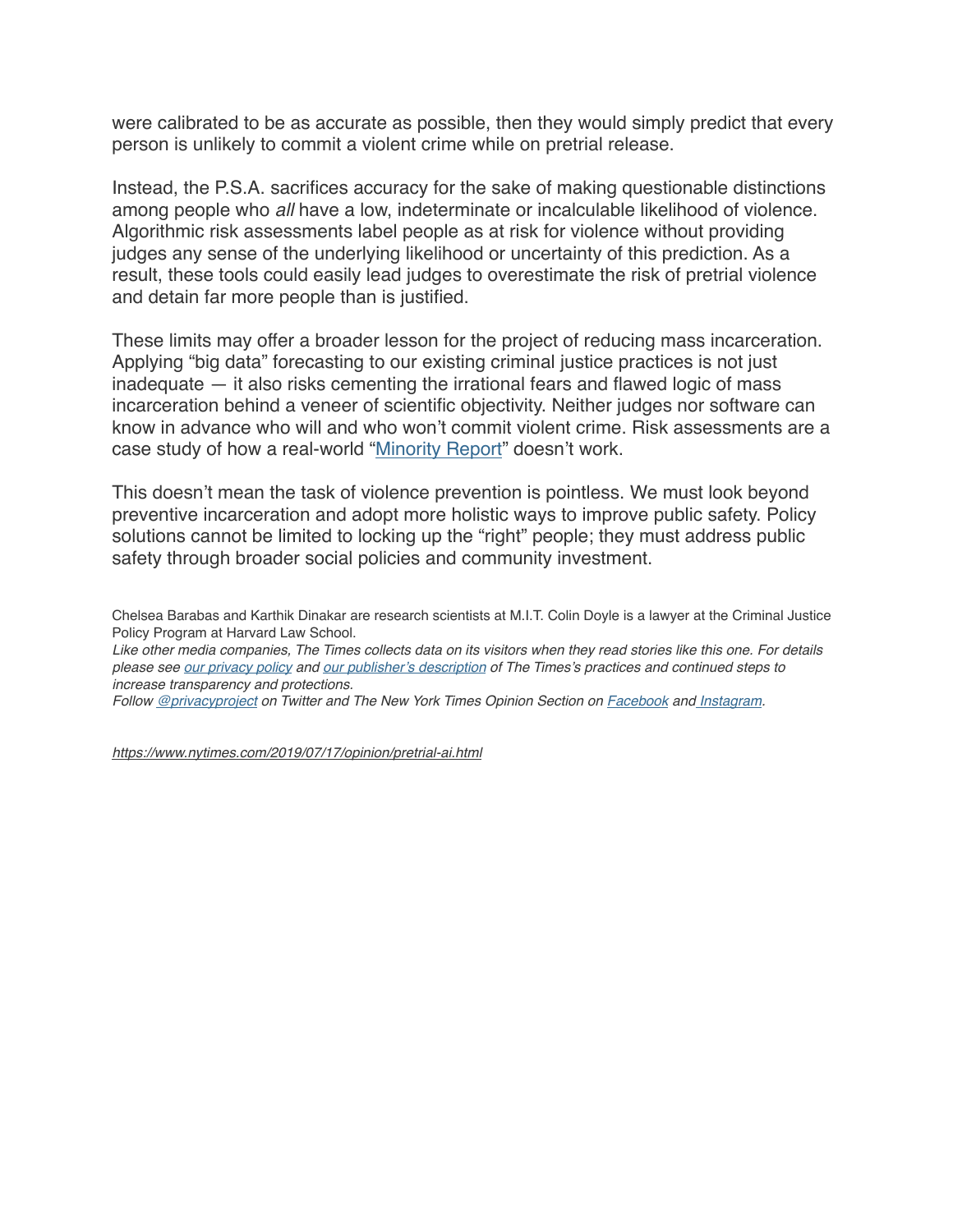were calibrated to be as accurate as possible, then they would simply predict that every person is unlikely to commit a violent crime while on pretrial release.

Instead, the P.S.A. sacrifices accuracy for the sake of making questionable distinctions among people who *all* have a low, indeterminate or incalculable likelihood of violence. Algorithmic risk assessments label people as at risk for violence without providing judges any sense of the underlying likelihood or uncertainty of this prediction. As a result, these tools could easily lead judges to overestimate the risk of pretrial violence and detain far more people than is justified.

These limits may offer a broader lesson for the project of reducing mass incarceration. Applying "big data" forecasting to our existing criminal justice practices is not just inadequate — it also risks cementing the irrational fears and flawed logic of mass incarceration behind a veneer of scientific objectivity. Neither judges nor software can know in advance who will and who won't commit violent crime. Risk assessments are a case study of how a real-world "[Minority Report]" doesn't work.

This doesn't mean the task of violence prevention is pointless. We must look beyond preventive incarceration and adopt more holistic ways to improve public safety. Policy solutions cannot be limited to locking up the "right" people; they must address public safety through broader social policies and community investment.

Chelsea Barabas and Karthik Dinakar are research scientists at M.I.T. Colin Doyle is a lawyer at the Criminal Justice Policy Program at Harvard Law School.

*Like other media companies, The Times collects data on its visitors when they read stories like this one. For details please see our privacy policy and our publisher's description of The Times's practices and continued steps to increase transparency and protections.*

*Follow @privacyproject on Twitter and The New York Times Opinion Section on Facebook and Instagram.*

*https://www.nytimes.com/2019/07/17/opinion/pretrial-ai.html*